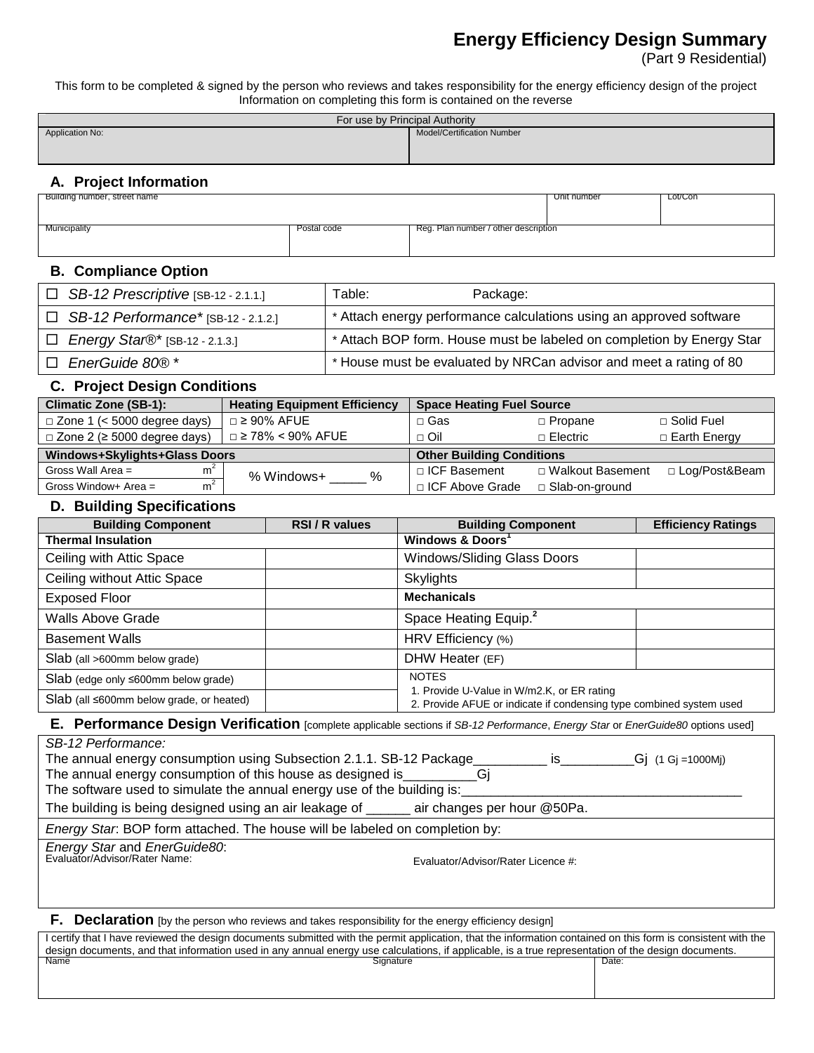# Energy Efficiency Design Summary

(Part 9 Residential)

This form to be completed & signed by the person who reviews and takes responsibility for the energy efficiency design of the project
Information on completing this form is contained on the reverse

| For use by Principal Authority | |
|---|---|
| Application No: | Model/Certification Number |

## A. Project Information

| Building number, street name | | Unit number | Lot/Con |
|---|---|---|---|
| Municipality | Postal code | Reg. Plan number / other description | |

## B. Compliance Option

| | |
|---|---|
| □ *SB-12 Prescriptive* [SB-12 - 2.1.1.] | Table: Package: |
| □ *SB-12 Performance** [SB-12 - 2.1.2.] | * Attach energy performance calculations using an approved software |
| □ *Energy Star®** [SB-12 - 2.1.3.] | * Attach BOP form. House must be labeled on completion by Energy Star |
| □ *EnerGuide 80®* * | * House must be evaluated by NRCan advisor and meet a rating of 80 |

## C. Project Design Conditions

| Climatic Zone (SB-1): | Heating Equipment Efficiency | Space Heating Fuel Source | | |
|---|---|---|---|---|
| □ Zone 1 (< 5000 degree days) | □ ≥ 90% AFUE | □ Gas | □ Propane | □ Solid Fuel |
| □ Zone 2 (≥ 5000 degree days) | □ ≥ 78% < 90% AFUE | □ Oil | □ Electric | □ Earth Energy |
| **Windows+Skylights+Glass Doors** | | **Other Building Conditions** | | |
| Gross Wall Area = $m^2$ | % Windows+ _____ % | □ ICF Basement | □ Walkout Basement | □ Log/Post&Beam |
| Gross Window+ Area = $m^2$ | | □ ICF Above Grade | □ Slab-on-ground | |

## D. Building Specifications

| Building Component | RSI / R values | Building Component | Efficiency Ratings |
|---|---|---|---|
| **Thermal Insulation** | | **Windows & Doors[1]** | |
| Ceiling with Attic Space | | Windows/Sliding Glass Doors | |
| Ceiling without Attic Space | | Skylights | |
| Exposed Floor | | **Mechanicals** | |
| Walls Above Grade | | Space Heating Equip.[2] | |
| Basement Walls | | HRV Efficiency (%) | |
| Slab (all >600mm below grade) | | DHW Heater (EF) | |
| Slab (edge only ≤600mm below grade) | | NOTES<br>1. Provide U-Value in W/m2.K, or ER rating<br>2. Provide AFUE or indicate if condensing type combined system used | |
| Slab (all ≤600mm below grade, or heated) | | | |

## E. Performance Design Verification [complete applicable sections if *SB-12 Performance*, *Energy Star* or *EnerGuide80* options used]

*SB-12 Performance:*
The annual energy consumption using Subsection 2.1.1. SB-12 Package__________ is__________Gj (1 Gj =1000Mj)
The annual energy consumption of this house as designed is__________Gj
The software used to simulate the annual energy use of the building is:______________________________________
The building is being designed using an air leakage of ______ air changes per hour @50Pa.

*Energy Star*: BOP form attached. The house will be labeled on completion by:

*Energy Star* and *EnerGuide80*:
Evaluator/Advisor/Rater Name: Evaluator/Advisor/Rater Licence #:

## F. Declaration [by the person who reviews and takes responsibility for the energy efficiency design]

I certify that I have reviewed the design documents submitted with the permit application, that the information contained on this form is consistent with the design documents, and that information used in any annual energy use calculations, if applicable, is a true representation of the design documents.

| Name | Signature | Date: |
|---|---|---|
| | | |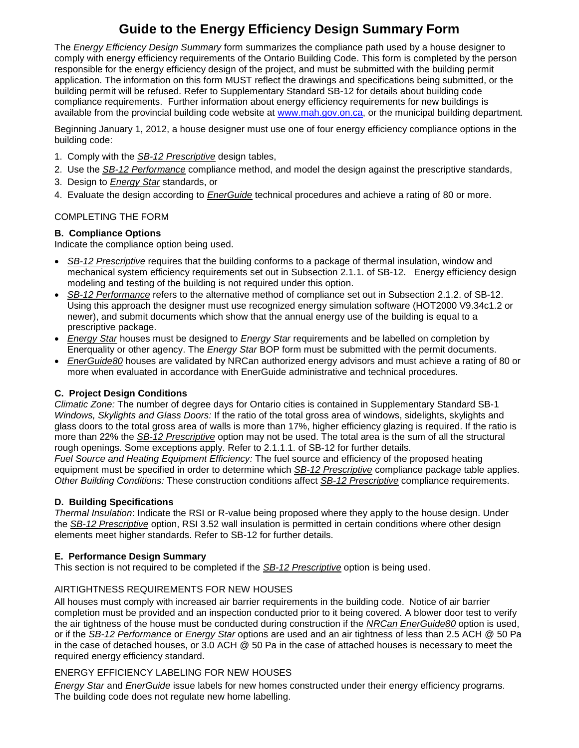# Guide to the Energy Efficiency Design Summary Form

The *Energy Efficiency Design Summary* form summarizes the compliance path used by a house designer to comply with energy efficiency requirements of the Ontario Building Code. This form is completed by the person responsible for the energy efficiency design of the project, and must be submitted with the building permit application. The information on this form MUST reflect the drawings and specifications being submitted, or the building permit will be refused. Refer to Supplementary Standard SB-12 for details about building code compliance requirements. Further information about energy efficiency requirements for new buildings is available from the provincial building code website at www.mah.gov.on.ca, or the municipal building department.

Beginning January 1, 2012, a house designer must use one of four energy efficiency compliance options in the building code:

1. Comply with the ***SB-12 Prescriptive*** design tables,
2. Use the ***SB-12 Performance*** compliance method, and model the design against the prescriptive standards,
3. Design to ***Energy Star*** standards, or
4. Evaluate the design according to ***EnerGuide*** technical procedures and achieve a rating of 80 or more.

COMPLETING THE FORM

**B. Compliance Options**

Indicate the compliance option being used.

- *SB-12 Prescriptive* requires that the building conforms to a package of thermal insulation, window and mechanical system efficiency requirements set out in Subsection 2.1.1. of SB-12. Energy efficiency design modeling and testing of the building is not required under this option.
- *SB-12 Performance* refers to the alternative method of compliance set out in Subsection 2.1.2. of SB-12. Using this approach the designer must use recognized energy simulation software (HOT2000 V9.34c1.2 or newer), and submit documents which show that the annual energy use of the building is equal to a prescriptive package.
- *Energy Star* houses must be designed to *Energy Star* requirements and be labelled on completion by Enerquality or other agency. The *Energy Star* BOP form must be submitted with the permit documents.
- *EnerGuide80* houses are validated by NRCan authorized energy advisors and must achieve a rating of 80 or more when evaluated in accordance with EnerGuide administrative and technical procedures.

**C. Project Design Conditions**

*Climatic Zone:* The number of degree days for Ontario cities is contained in Supplementary Standard SB-1
*Windows, Skylights and Glass Doors:* If the ratio of the total gross area of windows, sidelights, skylights and glass doors to the total gross area of walls is more than 17%, higher efficiency glazing is required. If the ratio is more than 22% the ***SB-12 Prescriptive*** option may not be used. The total area is the sum of all the structural rough openings. Some exceptions apply. Refer to 2.1.1.1. of SB-12 for further details.
*Fuel Source and Heating Equipment Efficiency:* The fuel source and efficiency of the proposed heating equipment must be specified in order to determine which ***SB-12 Prescriptive*** compliance package table applies.
*Other Building Conditions:* These construction conditions affect ***SB-12 Prescriptive*** compliance requirements.

**D. Building Specifications**

*Thermal Insulation*: Indicate the RSI or R-value being proposed where they apply to the house design. Under the ***SB-12 Prescriptive*** option, RSI 3.52 wall insulation is permitted in certain conditions where other design elements meet higher standards. Refer to SB-12 for further details.

**E. Performance Design Summary**

This section is not required to be completed if the ***SB-12 Prescriptive*** option is being used.

AIRTIGHTNESS REQUIREMENTS FOR NEW HOUSES

All houses must comply with increased air barrier requirements in the building code. Notice of air barrier completion must be provided and an inspection conducted prior to it being covered. A blower door test to verify the air tightness of the house must be conducted during construction if the ***NRCan EnerGuide80*** option is used, or if the ***SB-12 Performance*** or ***Energy Star*** options are used and an air tightness of less than 2.5 ACH @ 50 Pa in the case of detached houses, or 3.0 ACH @ 50 Pa in the case of attached houses is necessary to meet the required energy efficiency standard.

ENERGY EFFICIENCY LABELING FOR NEW HOUSES

*Energy Star* and *EnerGuide* issue labels for new homes constructed under their energy efficiency programs. The building code does not regulate new home labelling.